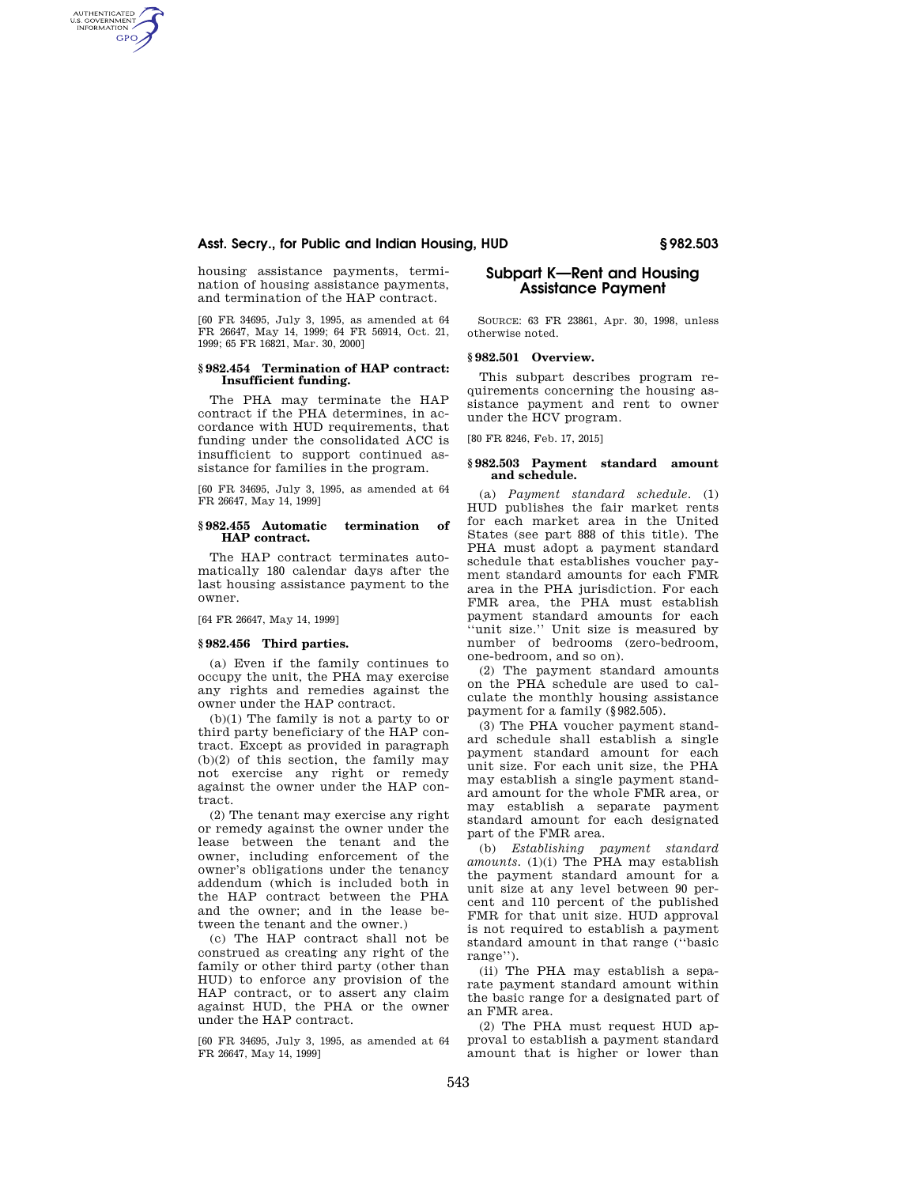housing assistance payments, termination of housing assistance payments, and termination of the HAP contract.

[60 FR 34695, July 3, 1995, as amended at 64 FR 26647, May 14, 1999; 64 FR 56914, Oct. 21, 1999; 65 FR 16821, Mar. 30, 2000]

### § 982.454 Termination of HAP contract: Insufficient funding.

The PHA may terminate the HAP contract if the PHA determines, in accordance with HUD requirements, that funding under the consolidated ACC is insufficient to support continued assistance for families in the program.

[60 FR 34695, July 3, 1995, as amended at 64 FR 26647, May 14, 1999]

### § 982.455 Automatic termination of HAP contract.

The HAP contract terminates automatically 180 calendar days after the last housing assistance payment to the owner.

[64 FR 26647, May 14, 1999]

### § 982.456 Third parties.

(a) Even if the family continues to occupy the unit, the PHA may exercise any rights and remedies against the owner under the HAP contract.

(b)(1) The family is not a party to or third party beneficiary of the HAP contract. Except as provided in paragraph (b)(2) of this section, the family may not exercise any right or remedy against the owner under the HAP contract.

(2) The tenant may exercise any right or remedy against the owner under the lease between the tenant and the owner, including enforcement of the owner's obligations under the tenancy addendum (which is included both in the HAP contract between the PHA and the owner; and in the lease between the tenant and the owner.)

(c) The HAP contract shall not be construed as creating any right of the family or other third party (other than HUD) to enforce any provision of the HAP contract, or to assert any claim against HUD, the PHA or the owner under the HAP contract.

[60 FR 34695, July 3, 1995, as amended at 64 FR 26647, May 14, 1999]

## Subpart K—Rent and Housing Assistance Payment

SOURCE: 63 FR 23861, Apr. 30, 1998, unless otherwise noted.

### § 982.501 Overview.

This subpart describes program requirements concerning the housing assistance payment and rent to owner under the HCV program.

[80 FR 8246, Feb. 17, 2015]

### § 982.503 Payment standard amount and schedule.

(a) *Payment standard schedule.* (1) HUD publishes the fair market rents for each market area in the United States (see part 888 of this title). The PHA must adopt a payment standard schedule that establishes voucher payment standard amounts for each FMR area in the PHA jurisdiction. For each FMR area, the PHA must establish payment standard amounts for each "unit size." Unit size is measured by number of bedrooms (zero-bedroom, one-bedroom, and so on).

(2) The payment standard amounts on the PHA schedule are used to calculate the monthly housing assistance payment for a family (§ 982.505).

(3) The PHA voucher payment standard schedule shall establish a single payment standard amount for each unit size. For each unit size, the PHA may establish a single payment standard amount for the whole FMR area, or may establish a separate payment standard amount for each designated part of the FMR area.

(b) *Establishing payment standard amounts.* (1)(i) The PHA may establish the payment standard amount for a unit size at any level between 90 percent and 110 percent of the published FMR for that unit size. HUD approval is not required to establish a payment standard amount in that range ("basic range").

(ii) The PHA may establish a separate payment standard amount within the basic range for a designated part of an FMR area.

(2) The PHA must request HUD approval to establish a payment standard amount that is higher or lower than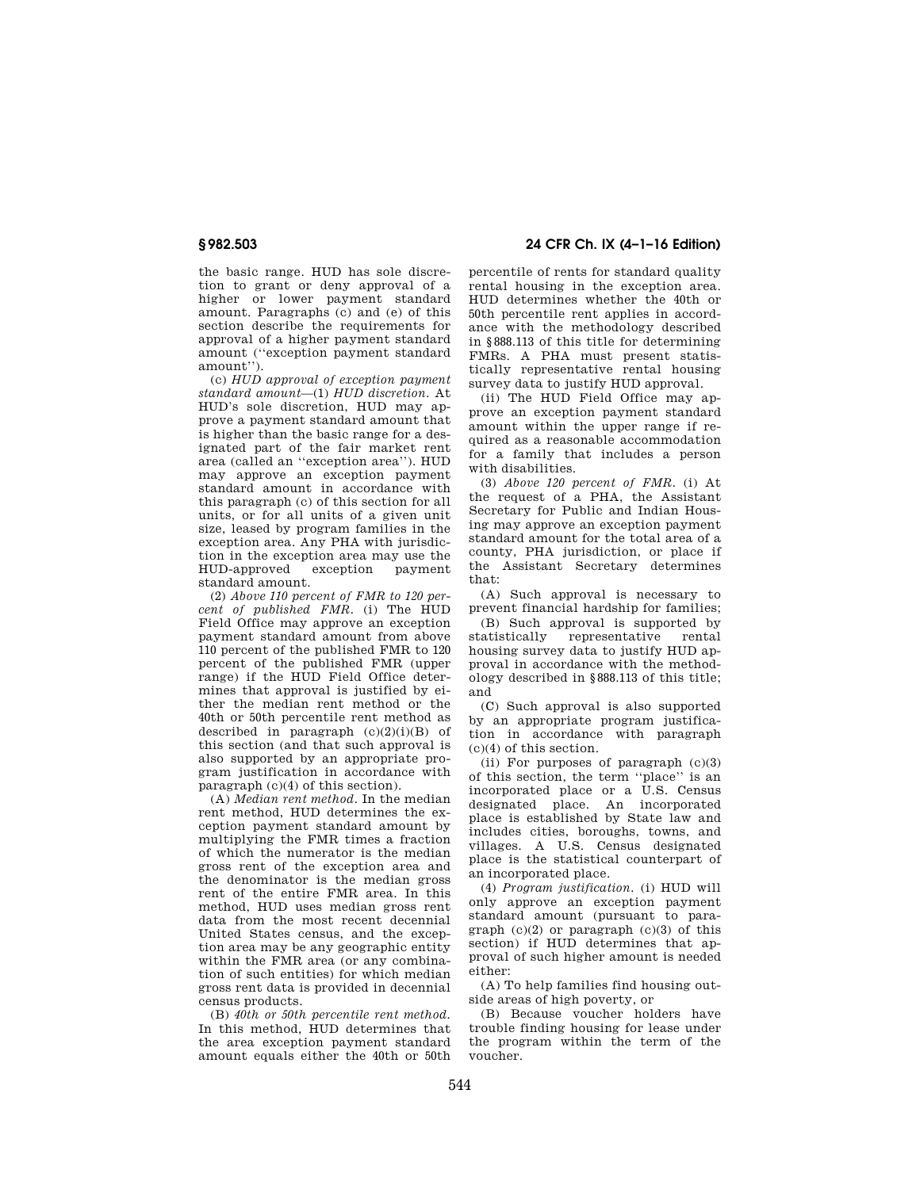the basic range. HUD has sole discretion to grant or deny approval of a higher or lower payment standard amount. Paragraphs (c) and (e) of this section describe the requirements for approval of a higher payment standard amount (''exception payment standard amount'').

(c) *HUD approval of exception payment standard amount*—(1) *HUD discretion.* At HUD's sole discretion, HUD may approve a payment standard amount that is higher than the basic range for a designated part of the fair market rent area (called an ''exception area''). HUD may approve an exception payment standard amount in accordance with this paragraph (c) of this section for all units, or for all units of a given unit size, leased by program families in the exception area. Any PHA with jurisdiction in the exception area may use the HUD-approved exception payment standard amount.

(2) *Above 110 percent of FMR to 120 percent of published FMR.* (i) The HUD Field Office may approve an exception payment standard amount from above 110 percent of the published FMR to 120 percent of the published FMR (upper range) if the HUD Field Office determines that approval is justified by either the median rent method or the 40th or 50th percentile rent method as described in paragraph (c)(2)(i)(B) of this section (and that such approval is also supported by an appropriate program justification in accordance with paragraph (c)(4) of this section).

(A) *Median rent method.* In the median rent method, HUD determines the exception payment standard amount by multiplying the FMR times a fraction of which the numerator is the median gross rent of the exception area and the denominator is the median gross rent of the entire FMR area. In this method, HUD uses median gross rent data from the most recent decennial United States census, and the exception area may be any geographic entity within the FMR area (or any combination of such entities) for which median gross rent data is provided in decennial census products.

(B) *40th or 50th percentile rent method.* In this method, HUD determines that the area exception payment standard amount equals either the 40th or 50th percentile of rents for standard quality rental housing in the exception area. HUD determines whether the 40th or 50th percentile rent applies in accordance with the methodology described in §888.113 of this title for determining FMRs. A PHA must present statistically representative rental housing survey data to justify HUD approval.

(ii) The HUD Field Office may approve an exception payment standard amount within the upper range if required as a reasonable accommodation for a family that includes a person with disabilities.

(3) *Above 120 percent of FMR.* (i) At the request of a PHA, the Assistant Secretary for Public and Indian Housing may approve an exception payment standard amount for the total area of a county, PHA jurisdiction, or place if the Assistant Secretary determines that:

(A) Such approval is necessary to prevent financial hardship for families;

(B) Such approval is supported by statistically representative rental housing survey data to justify HUD approval in accordance with the methodology described in §888.113 of this title; and

(C) Such approval is also supported by an appropriate program justification in accordance with paragraph (c)(4) of this section.

(ii) For purposes of paragraph (c)(3) of this section, the term ''place'' is an incorporated place or a U.S. Census designated place. An incorporated place is established by State law and includes cities, boroughs, towns, and villages. A U.S. Census designated place is the statistical counterpart of an incorporated place.

(4) *Program justification.* (i) HUD will only approve an exception payment standard amount (pursuant to paragraph (c)(2) or paragraph (c)(3) of this section) if HUD determines that approval of such higher amount is needed either:

(A) To help families find housing outside areas of high poverty, or

(B) Because voucher holders have trouble finding housing for lease under the program within the term of the voucher.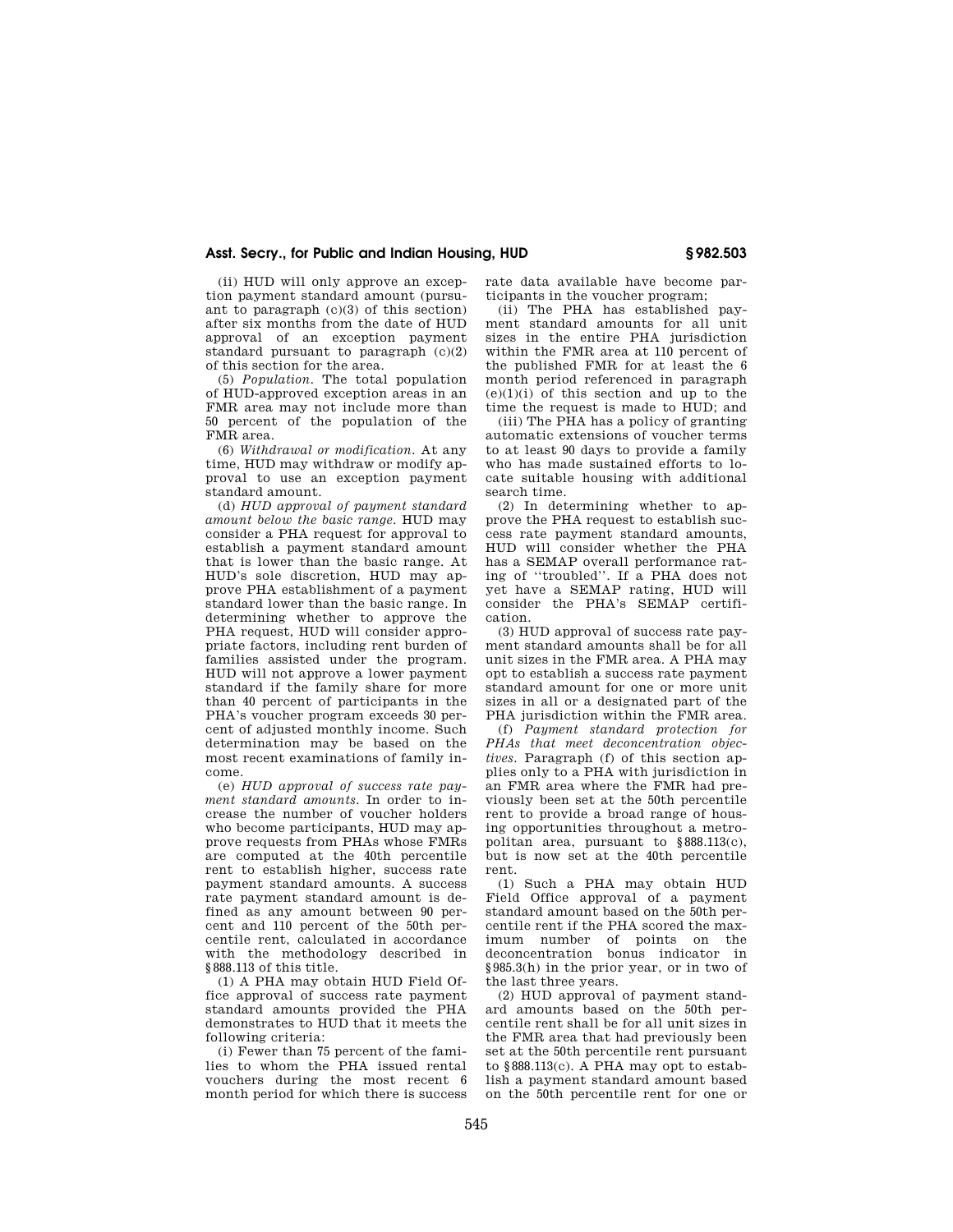(ii) HUD will only approve an exception payment standard amount (pursuant to paragraph (c)(3) of this section) after six months from the date of HUD approval of an exception payment standard pursuant to paragraph (c)(2) of this section for the area.

(5) *Population.* The total population of HUD-approved exception areas in an FMR area may not include more than 50 percent of the population of the FMR area.

(6) *Withdrawal or modification.* At any time, HUD may withdraw or modify approval to use an exception payment standard amount.

(d) *HUD approval of payment standard amount below the basic range.* HUD may consider a PHA request for approval to establish a payment standard amount that is lower than the basic range. At HUD's sole discretion, HUD may approve PHA establishment of a payment standard lower than the basic range. In determining whether to approve the PHA request, HUD will consider appropriate factors, including rent burden of families assisted under the program. HUD will not approve a lower payment standard if the family share for more than 40 percent of participants in the PHA's voucher program exceeds 30 percent of adjusted monthly income. Such determination may be based on the most recent examinations of family income.

(e) *HUD approval of success rate payment standard amounts.* In order to increase the number of voucher holders who become participants, HUD may approve requests from PHAs whose FMRs are computed at the 40th percentile rent to establish higher, success rate payment standard amounts. A success rate payment standard amount is defined as any amount between 90 percent and 110 percent of the 50th percentile rent, calculated in accordance with the methodology described in §888.113 of this title.

(1) A PHA may obtain HUD Field Office approval of success rate payment standard amounts provided the PHA demonstrates to HUD that it meets the following criteria:

(i) Fewer than 75 percent of the families to whom the PHA issued rental vouchers during the most recent 6 month period for which there is success rate data available have become participants in the voucher program;

(ii) The PHA has established payment standard amounts for all unit sizes in the entire PHA jurisdiction within the FMR area at 110 percent of the published FMR for at least the 6 month period referenced in paragraph (e)(1)(i) of this section and up to the time the request is made to HUD; and

(iii) The PHA has a policy of granting automatic extensions of voucher terms to at least 90 days to provide a family who has made sustained efforts to locate suitable housing with additional search time.

(2) In determining whether to approve the PHA request to establish success rate payment standard amounts, HUD will consider whether the PHA has a SEMAP overall performance rating of "troubled". If a PHA does not yet have a SEMAP rating, HUD will consider the PHA's SEMAP certification.

(3) HUD approval of success rate payment standard amounts shall be for all unit sizes in the FMR area. A PHA may opt to establish a success rate payment standard amount for one or more unit sizes in all or a designated part of the PHA jurisdiction within the FMR area.

(f) *Payment standard protection for PHAs that meet deconcentration objectives.* Paragraph (f) of this section applies only to a PHA with jurisdiction in an FMR area where the FMR had previously been set at the 50th percentile rent to provide a broad range of housing opportunities throughout a metropolitan area, pursuant to §888.113(c), but is now set at the 40th percentile rent.

(1) Such a PHA may obtain HUD Field Office approval of a payment standard amount based on the 50th percentile rent if the PHA scored the maximum number of points on the deconcentration bonus indicator in §985.3(h) in the prior year, or in two of the last three years.

(2) HUD approval of payment standard amounts based on the 50th percentile rent shall be for all unit sizes in the FMR area that had previously been set at the 50th percentile rent pursuant to §888.113(c). A PHA may opt to establish a payment standard amount based on the 50th percentile rent for one or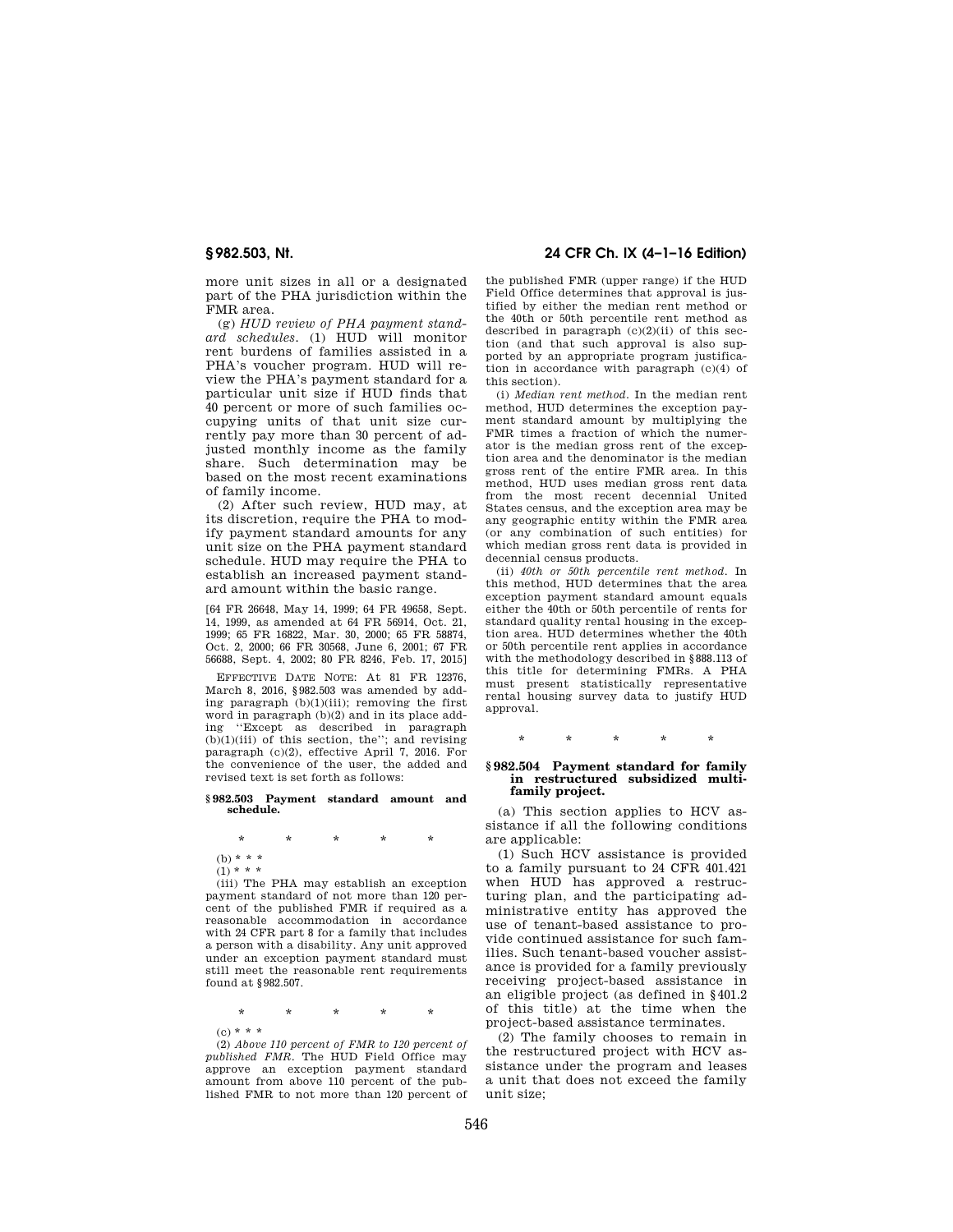more unit sizes in all or a designated part of the PHA jurisdiction within the FMR area.

(g) *HUD review of PHA payment standard schedules.* (1) HUD will monitor rent burdens of families assisted in a PHA's voucher program. HUD will review the PHA's payment standard for a particular unit size if HUD finds that 40 percent or more of such families occupying units of that unit size currently pay more than 30 percent of adjusted monthly income as the family share. Such determination may be based on the most recent examinations of family income.

(2) After such review, HUD may, at its discretion, require the PHA to modify payment standard amounts for any unit size on the PHA payment standard schedule. HUD may require the PHA to establish an increased payment standard amount within the basic range.

[64 FR 26648, May 14, 1999; 64 FR 49658, Sept. 14, 1999, as amended at 64 FR 56914, Oct. 21, 1999; 65 FR 16822, Mar. 30, 2000; 65 FR 58874, Oct. 2, 2000; 66 FR 30568, June 6, 2001; 67 FR 56688, Sept. 4, 2002; 80 FR 8246, Feb. 17, 2015]

EFFECTIVE DATE NOTE: At 81 FR 12376, March 8, 2016, §982.503 was amended by adding paragraph (b)(1)(iii); removing the first word in paragraph (b)(2) and in its place adding "Except as described in paragraph (b)(1)(iii) of this section, the"; and revising paragraph (c)(2), effective April 7, 2016. For the convenience of the user, the added and revised text is set forth as follows:

**§ 982.503 Payment standard amount and schedule.**

\* \* \* \* \*

(b) \* \* \*

(1) \* \* \*

(iii) The PHA may establish an exception payment standard of not more than 120 percent of the published FMR if required as a reasonable accommodation in accordance with 24 CFR part 8 for a family that includes a person with a disability. Any unit approved under an exception payment standard must still meet the reasonable rent requirements found at §982.507.

\* \* \* \* \*

(c) \* \* \*

(2) *Above 110 percent of FMR to 120 percent of published FMR.* The HUD Field Office may approve an exception payment standard amount from above 110 percent of the published FMR to not more than 120 percent of the published FMR (upper range) if the HUD Field Office determines that approval is justified by either the median rent method or the 40th or 50th percentile rent method as described in paragraph (c)(2)(ii) of this section (and that such approval is also supported by an appropriate program justification in accordance with paragraph (c)(4) of this section).

(i) *Median rent method.* In the median rent method, HUD determines the exception payment standard amount by multiplying the FMR times a fraction of which the numerator is the median gross rent of the exception area and the denominator is the median gross rent of the entire FMR area. In this method, HUD uses median gross rent data from the most recent decennial United States census, and the exception area may be any geographic entity within the FMR area (or any combination of such entities) for which median gross rent data is provided in decennial census products.

(ii) *40th or 50th percentile rent method.* In this method, HUD determines that the area exception payment standard amount equals either the 40th or 50th percentile of rents for standard quality rental housing in the exception area. HUD determines whether the 40th or 50th percentile rent applies in accordance with the methodology described in §888.113 of this title for determining FMRs. A PHA must present statistically representative rental housing survey data to justify HUD approval.

\* \* \* \* \*

## § 982.504 Payment standard for family in restructured subsidized multifamily project.

(a) This section applies to HCV assistance if all the following conditions are applicable:

(1) Such HCV assistance is provided to a family pursuant to 24 CFR 401.421 when HUD has approved a restructuring plan, and the participating administrative entity has approved the use of tenant-based assistance to provide continued assistance for such families. Such tenant-based voucher assistance is provided for a family previously receiving project-based assistance in an eligible project (as defined in §401.2 of this title) at the time when the project-based assistance terminates.

(2) The family chooses to remain in the restructured project with HCV assistance under the program and leases a unit that does not exceed the family unit size;